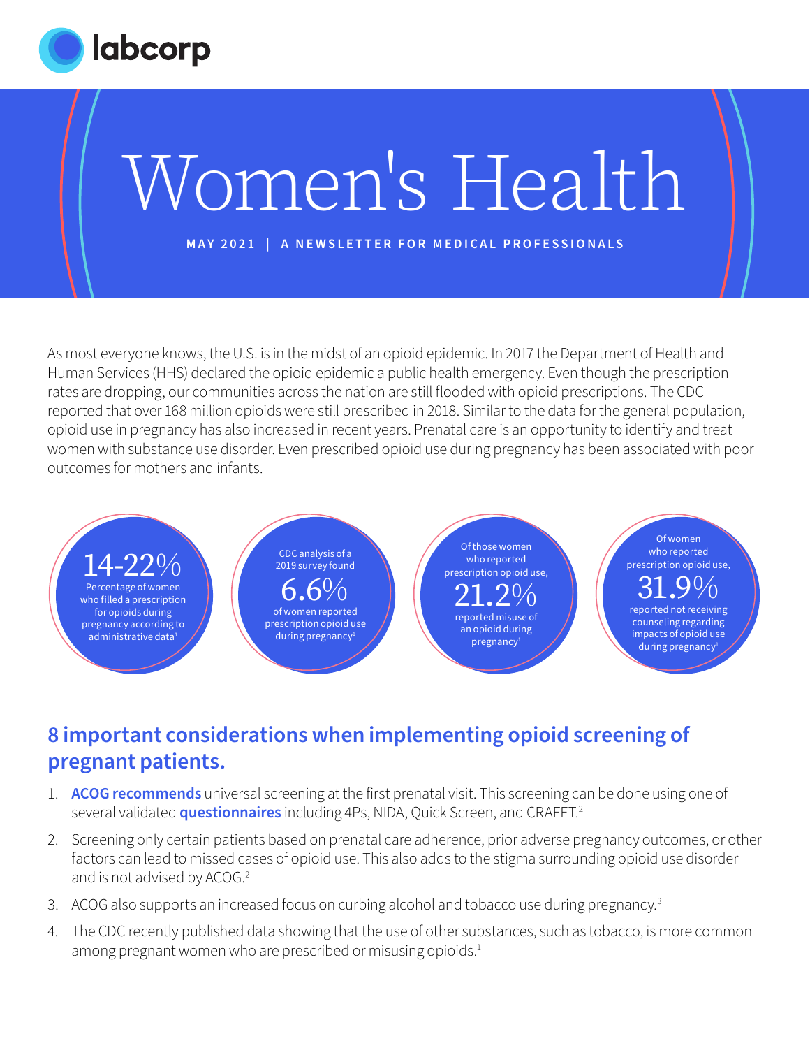labcorp

# Women's Health

MAY 2021 | A NEWSLETTER FOR MEDICAL PROFESSIONALS

As most everyone knows, the U.S. is in the midst of an opioid epidemic. In 2017 the Department of Health and Human Services (HHS) declared the opioid epidemic a public health emergency. Even though the prescription rates are dropping, our communities across the nation are still flooded with opioid prescriptions. The CDC reported that over 168 million opioids were still prescribed in 2018. Similar to the data for the general population, opioid use in pregnancy has also increased in recent years. Prenatal care is an opportunity to identify and treat women with substance use disorder. Even prescribed opioid use during pregnancy has been associated with poor outcomes for mothers and infants.

**14-22%**
Percentage of women who filled a prescription for opioids during pregnancy according to administrative data[1]

CDC analysis of a 2019 survey found
**6.6%**
of women reported prescription opioid use during pregnancy[1]

Of those women who reported prescription opioid use,
**21.2%**
reported misuse of an opioid during pregnancy[1]

Of women who reported prescription opioid use,
**31.9%**
reported not receiving counseling regarding impacts of opioid use during pregnancy[1]

## 8 important considerations when implementing opioid screening of pregnant patients.

1. **ACOG recommends** universal screening at the first prenatal visit. This screening can be done using one of several validated **questionnaires** including 4Ps, NIDA, Quick Screen, and CRAFFT.[2]
2. Screening only certain patients based on prenatal care adherence, prior adverse pregnancy outcomes, or other factors can lead to missed cases of opioid use. This also adds to the stigma surrounding opioid use disorder and is not advised by ACOG.[2]
3. ACOG also supports an increased focus on curbing alcohol and tobacco use during pregnancy.[3]
4. The CDC recently published data showing that the use of other substances, such as tobacco, is more common among pregnant women who are prescribed or misusing opioids.[1]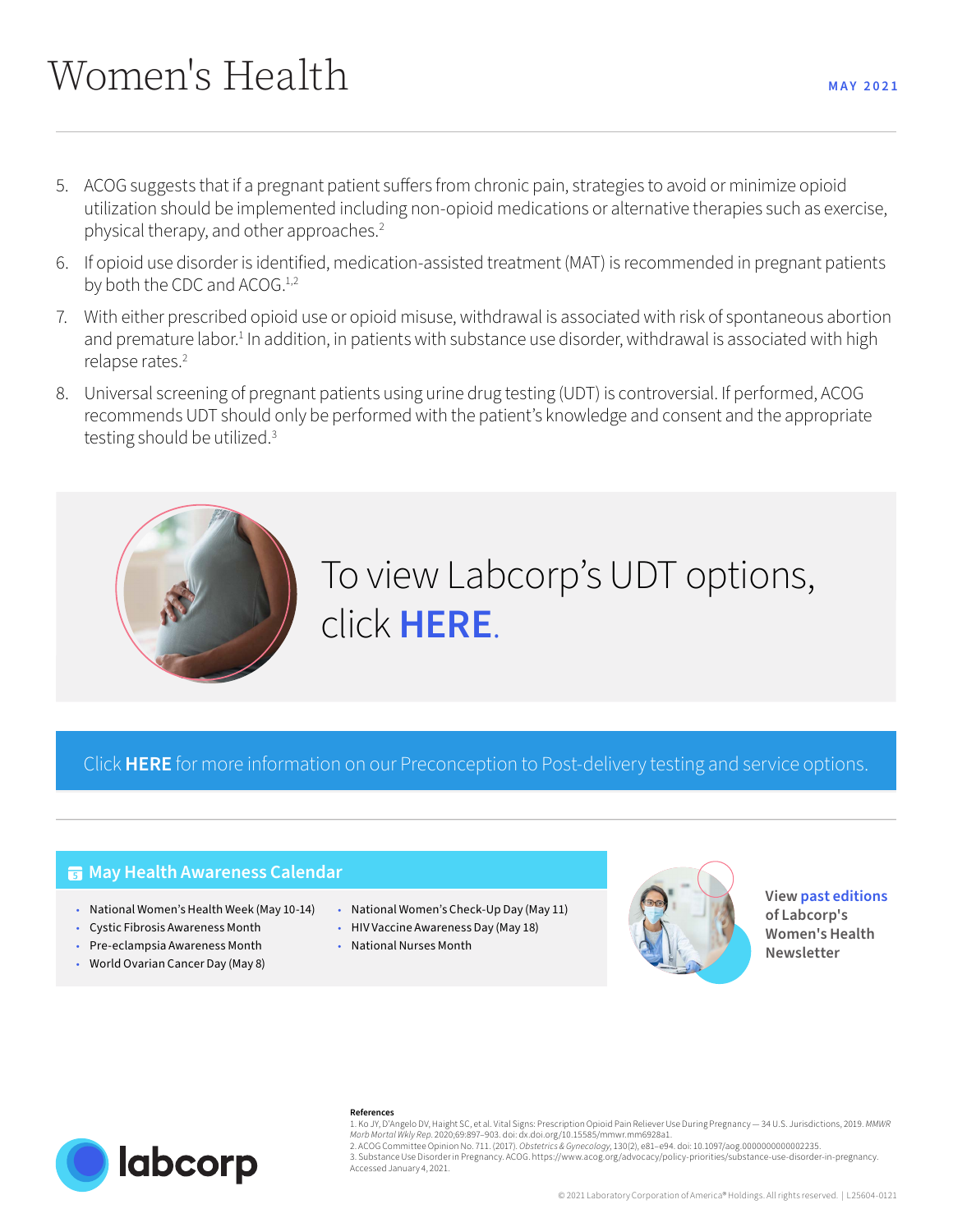# Women's Health

MAY 2021

5. ACOG suggests that if a pregnant patient suffers from chronic pain, strategies to avoid or minimize opioid utilization should be implemented including non-opioid medications or alternative therapies such as exercise, physical therapy, and other approaches.[2]
6. If opioid use disorder is identified, medication-assisted treatment (MAT) is recommended in pregnant patients by both the CDC and ACOG.[1,2]
7. With either prescribed opioid use or opioid misuse, withdrawal is associated with risk of spontaneous abortion and premature labor.[1] In addition, in patients with substance use disorder, withdrawal is associated with high relapse rates.[2]
8. Universal screening of pregnant patients using urine drug testing (UDT) is controversial. If performed, ACOG recommends UDT should only be performed with the patient's knowledge and consent and the appropriate testing should be utilized.[3]

To view Labcorp's UDT options, click **HERE**.

Click **HERE** for more information on our Preconception to Post-delivery testing and service options.

## May Health Awareness Calendar

- National Women's Health Week (May 10-14)
- Cystic Fibrosis Awareness Month
- Pre-eclampsia Awareness Month
- World Ovarian Cancer Day (May 8)
- National Women's Check-Up Day (May 11)
- HIV Vaccine Awareness Day (May 18)
- National Nurses Month

View **past editions** of Labcorp's Women's Health Newsletter

labcorp

**References**

1. Ko JY, D'Angelo DV, Haight SC, et al. Vital Signs: Prescription Opioid Pain Reliever Use During Pregnancy — 34 U.S. Jurisdictions, 2019. *MMWR Morb Mortal Wkly Rep*. 2020;69:897–903. doi: dx.doi.org/10.15585/mmwr.mm6928a1.
2. ACOG Committee Opinion No. 711. (2017). *Obstetrics & Gynecology*, 130(2), e81–e94. doi: 10.1097/aog.0000000000002235.
3. Substance Use Disorder in Pregnancy. ACOG. https://www.acog.org/advocacy/policy-priorities/substance-use-disorder-in-pregnancy. Accessed January 4, 2021.

© 2021 Laboratory Corporation of America® Holdings. All rights reserved. | L25604-0121